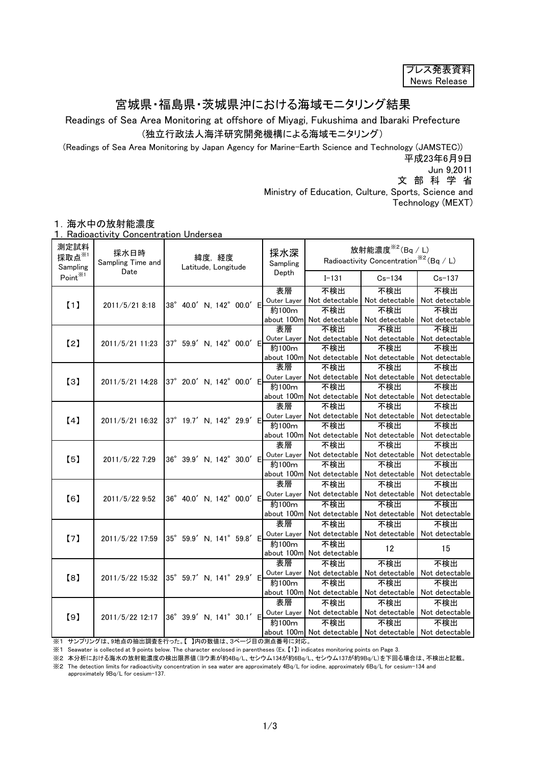プレス発表資料
News Release

# 宮城県・福島県・茨城県沖における海域モニタリング結果

Readings of Sea Area Monitoring at offshore of Miyagi, Fukushima and Ibaraki Prefecture

（独立行政法人海洋研究開発機構による海域モニタリング）

(Readings of Sea Area Monitoring by Japan Agency for Marine-Earth Science and Technology (JAMSTEC))

平成23年6月9日
Jun 9,2011
文 部 科 学 省
Ministry of Education, Culture, Sports, Science and Technology (MEXT)

## 1．海水中の放射能濃度
## 1．Radioactivity Concentration Undersea

| 測定試料採取点※1 Sampling Point※1 | 採水日時 Sampling Time and Date | 緯度，経度 Latitude, Longitude | 採水深 Sampling Depth | 放射能濃度※2(Bq / L) Radioactivity Concentration※2(Bq / L) | | |
|---|---|---|---|---|---|---|
| | | | | I−131 | Cs−134 | Cs−137 |
| 【1】 | 2011/5/21 8:18 | 38° 40.0′ N, 142° 00.0′ E | 表層 Outer Layer | 不検出 Not detectable | 不検出 Not detectable | 不検出 Not detectable |
| | | | 約100m about 100m | 不検出 Not detectable | 不検出 Not detectable | 不検出 Not detectable |
| 【2】 | 2011/5/21 11:23 | 37° 59.9′ N, 142° 00.0′ E | 表層 Outer Layer | 不検出 Not detectable | 不検出 Not detectable | 不検出 Not detectable |
| | | | 約100m about 100m | 不検出 Not detectable | 不検出 Not detectable | 不検出 Not detectable |
| 【3】 | 2011/5/21 14:28 | 37° 20.0′ N, 142° 00.0′ E | 表層 Outer Layer | 不検出 Not detectable | 不検出 Not detectable | 不検出 Not detectable |
| | | | 約100m about 100m | 不検出 Not detectable | 不検出 Not detectable | 不検出 Not detectable |
| 【4】 | 2011/5/21 16:32 | 37° 19.7′ N, 142° 29.9′ E | 表層 Outer Layer | 不検出 Not detectable | 不検出 Not detectable | 不検出 Not detectable |
| | | | 約100m about 100m | 不検出 Not detectable | 不検出 Not detectable | 不検出 Not detectable |
| 【5】 | 2011/5/22 7:29 | 36° 39.9′ N, 142° 30.0′ E | 表層 Outer Layer | 不検出 Not detectable | 不検出 Not detectable | 不検出 Not detectable |
| | | | 約100m about 100m | 不検出 Not detectable | 不検出 Not detectable | 不検出 Not detectable |
| 【6】 | 2011/5/22 9:52 | 36° 40.0′ N, 142° 00.0′ E | 表層 Outer Layer | 不検出 Not detectable | 不検出 Not detectable | 不検出 Not detectable |
| | | | 約100m about 100m | 不検出 Not detectable | 不検出 Not detectable | 不検出 Not detectable |
| 【7】 | 2011/5/22 17:59 | 35° 59.9′ N, 141° 59.8′ E | 表層 Outer Layer | 不検出 Not detectable | 不検出 Not detectable | 不検出 Not detectable |
| | | | 約100m about 100m | 不検出 Not detectable | 12 | 15 |
| 【8】 | 2011/5/22 15:32 | 35° 59.7′ N, 141° 29.9′ E | 表層 Outer Layer | 不検出 Not detectable | 不検出 Not detectable | 不検出 Not detectable |
| | | | 約100m about 100m | 不検出 Not detectable | 不検出 Not detectable | 不検出 Not detectable |
| 【9】 | 2011/5/22 12:17 | 36° 39.9′ N, 141° 30.1′ E | 表層 Outer Layer | 不検出 Not detectable | 不検出 Not detectable | 不検出 Not detectable |
| | | | 約100m about 100m | 不検出 Not detectable | 不検出 Not detectable | 不検出 Not detectable |

※1 サンプリングは、9地点の抽出調査を行った。【 】内の数値は、3ページ目の測点番号に対応。

※1 Seawater is collected at 9 points below. The character enclosed in parentheses (Ex.【1】) indicates monitoring points on Page 3.

※2 本分析における海水の放射能濃度の検出限界値（ヨウ素が約4Bq/L、セシウム134が約6Bq/L、セシウム137が約9Bq/L）を下回る場合は、不検出と記載。

※2 The detection limits for radioactivity concentration in sea water are approximately 4Bq/L for iodine, approximately 6Bq/L for cesium-134 and approximately 9Bq/L for cesium-137.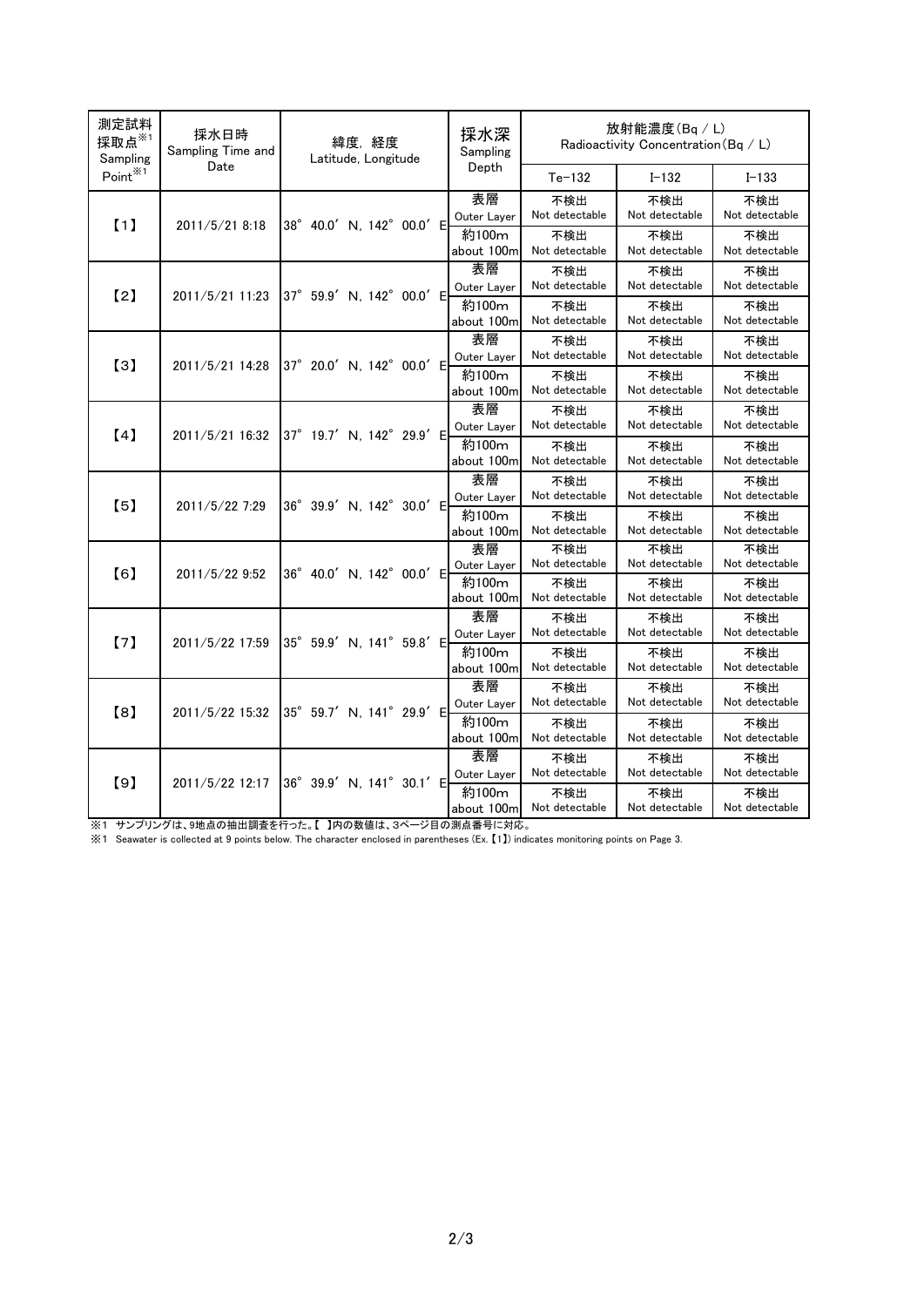| 測定試料採取点※1 Sampling Point※1 | 採水日時 Sampling Time and Date | 緯度, 経度 Latitude, Longitude | 採水深 Sampling Depth | 放射能濃度(Bq / L) Radioactivity Concentration(Bq / L) | | |
|---|---|---|---|---|---|---|
| | | | | Te−132 | I−132 | I−133 |
| 【1】 | 2011/5/21 8:18 | 38° 40.0′ N, 142° 00.0′ E | 表層 Outer Layer | 不検出 Not detectable | 不検出 Not detectable | 不検出 Not detectable |
| | | | 約100m about 100m | 不検出 Not detectable | 不検出 Not detectable | 不検出 Not detectable |
| 【2】 | 2011/5/21 11:23 | 37° 59.9′ N, 142° 00.0′ E | 表層 Outer Layer | 不検出 Not detectable | 不検出 Not detectable | 不検出 Not detectable |
| | | | 約100m about 100m | 不検出 Not detectable | 不検出 Not detectable | 不検出 Not detectable |
| 【3】 | 2011/5/21 14:28 | 37° 20.0′ N, 142° 00.0′ E | 表層 Outer Layer | 不検出 Not detectable | 不検出 Not detectable | 不検出 Not detectable |
| | | | 約100m about 100m | 不検出 Not detectable | 不検出 Not detectable | 不検出 Not detectable |
| 【4】 | 2011/5/21 16:32 | 37° 19.7′ N, 142° 29.9′ E | 表層 Outer Layer | 不検出 Not detectable | 不検出 Not detectable | 不検出 Not detectable |
| | | | 約100m about 100m | 不検出 Not detectable | 不検出 Not detectable | 不検出 Not detectable |
| 【5】 | 2011/5/22 7:29 | 36° 39.9′ N, 142° 30.0′ E | 表層 Outer Layer | 不検出 Not detectable | 不検出 Not detectable | 不検出 Not detectable |
| | | | 約100m about 100m | 不検出 Not detectable | 不検出 Not detectable | 不検出 Not detectable |
| 【6】 | 2011/5/22 9:52 | 36° 40.0′ N, 142° 00.0′ E | 表層 Outer Layer | 不検出 Not detectable | 不検出 Not detectable | 不検出 Not detectable |
| | | | 約100m about 100m | 不検出 Not detectable | 不検出 Not detectable | 不検出 Not detectable |
| 【7】 | 2011/5/22 17:59 | 35° 59.9′ N, 141° 59.8′ E | 表層 Outer Layer | 不検出 Not detectable | 不検出 Not detectable | 不検出 Not detectable |
| | | | 約100m about 100m | 不検出 Not detectable | 不検出 Not detectable | 不検出 Not detectable |
| 【8】 | 2011/5/22 15:32 | 35° 59.7′ N, 141° 29.9′ E | 表層 Outer Layer | 不検出 Not detectable | 不検出 Not detectable | 不検出 Not detectable |
| | | | 約100m about 100m | 不検出 Not detectable | 不検出 Not detectable | 不検出 Not detectable |
| 【9】 | 2011/5/22 12:17 | 36° 39.9′ N, 141° 30.1′ E | 表層 Outer Layer | 不検出 Not detectable | 不検出 Not detectable | 不検出 Not detectable |
| | | | 約100m about 100m | 不検出 Not detectable | 不検出 Not detectable | 不検出 Not detectable |

※1 サンプリングは、9地点の抽出調査を行った。【 】内の数値は、3ページ目の測点番号に対応。

※1 Seawater is collected at 9 points below. The character enclosed in parentheses (Ex.【1】) indicates monitoring points on Page 3.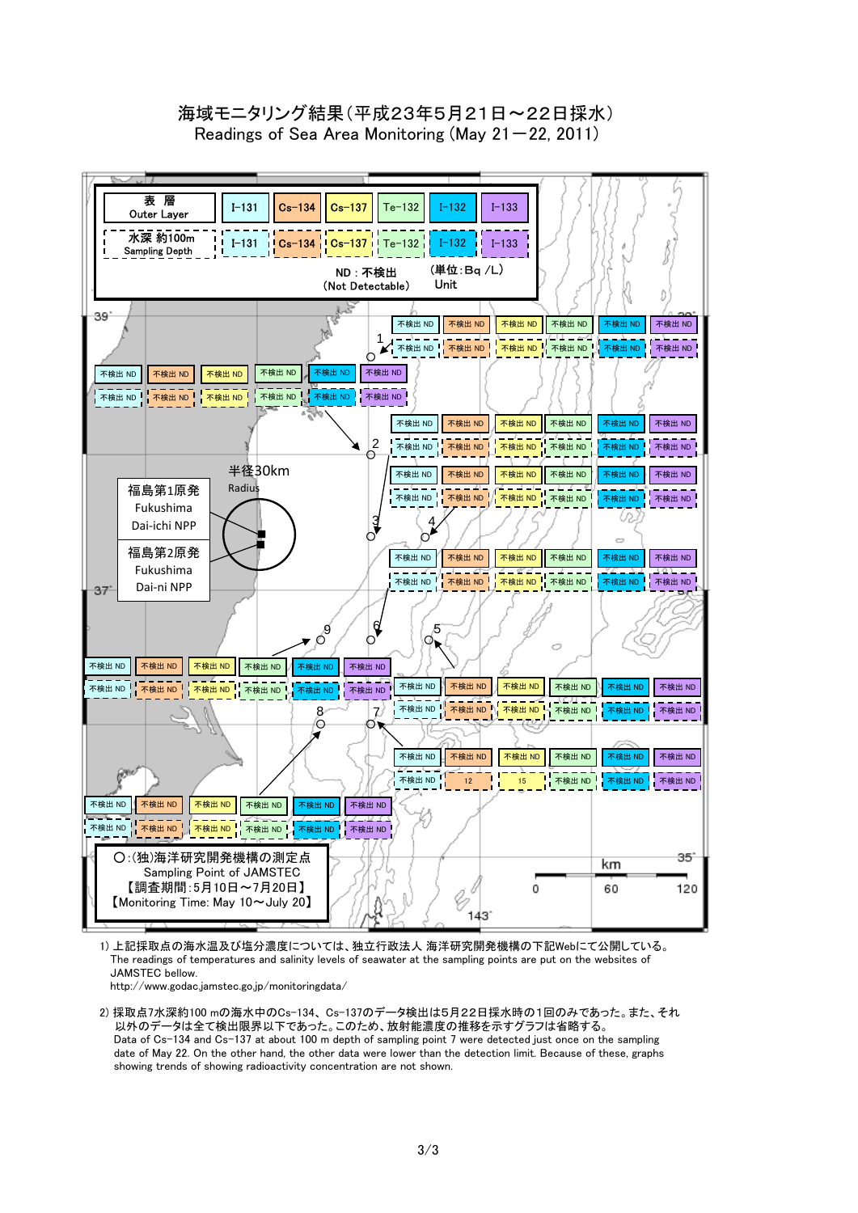# 海域モニタリング結果（平成23年5月21日～22日採水）

Readings of Sea Area Monitoring (May 21－22, 2011)

| | I-131 | Cs-134 | Cs-137 | Te-132 | I-132 | I-133 |
|---|---|---|---|---|---|---|
| 表 層 Outer Layer | | | | | | |
| 水深 約100m Sampling Depth | | | | | | |

ND：不検出 (Not Detectable)

（単位：Bq /L） Unit

| 採取点 | 層 | I-131 | Cs-134 | Cs-137 | Te-132 | I-132 | I-133 |
|---|---|---|---|---|---|---|---|
| 1 | 表層 | 不検出 ND | 不検出 ND | 不検出 ND | 不検出 ND | 不検出 ND | 不検出 ND |
| 1 | 水深 約100m | 不検出 ND | 不検出 ND | 不検出 ND | 不検出 ND | 不検出 ND | 不検出 ND |
| 2 | 表層 | 不検出 ND | 不検出 ND | 不検出 ND | 不検出 ND | 不検出 ND | 不検出 ND |
| 2 | 水深 約100m | 不検出 ND | 不検出 ND | 不検出 ND | 不検出 ND | 不検出 ND | 不検出 ND |
| 3 | 表層 | 不検出 ND | 不検出 ND | 不検出 ND | 不検出 ND | 不検出 ND | 不検出 ND |
| 3 | 水深 約100m | 不検出 ND | 不検出 ND | 不検出 ND | 不検出 ND | 不検出 ND | 不検出 ND |
| 4 | 表層 | 不検出 ND | 不検出 ND | 不検出 ND | 不検出 ND | 不検出 ND | 不検出 ND |
| 4 | 水深 約100m | 不検出 ND | 不検出 ND | 不検出 ND | 不検出 ND | 不検出 ND | 不検出 ND |
| 5 | 表層 | 不検出 ND | 不検出 ND | 不検出 ND | 不検出 ND | 不検出 ND | 不検出 ND |
| 5 | 水深 約100m | 不検出 ND | 不検出 ND | 不検出 ND | 不検出 ND | 不検出 ND | 不検出 ND |
| 6 | 表層 | 不検出 ND | 不検出 ND | 不検出 ND | 不検出 ND | 不検出 ND | 不検出 ND |
| 6 | 水深 約100m | 不検出 ND | 不検出 ND | 不検出 ND | 不検出 ND | 不検出 ND | 不検出 ND |
| 7 | 表層 | 不検出 ND | 不検出 ND | 不検出 ND | 不検出 ND | 不検出 ND | 不検出 ND |
| 7 | 水深 約100m | 不検出 ND | 12 | 15 | 不検出 ND | 不検出 ND | 不検出 ND |
| 8 | 表層 | 不検出 ND | 不検出 ND | 不検出 ND | 不検出 ND | 不検出 ND | 不検出 ND |
| 8 | 水深 約100m | 不検出 ND | 不検出 ND | 不検出 ND | 不検出 ND | 不検出 ND | 不検出 ND |
| 9 | 表層 | 不検出 ND | 不検出 ND | 不検出 ND | 不検出 ND | 不検出 ND | 不検出 ND |
| 9 | 水深 約100m | 不検出 ND | 不検出 ND | 不検出 ND | 不検出 ND | 不検出 ND | 不検出 ND |

半径30km Radius

福島第1原発 Fukushima Dai-ichi NPP

福島第2原発 Fukushima Dai-ni NPP

39°

37°

35°

143°

km
0 60 120

○：(独)海洋研究開発機構の測定点
Sampling Point of JAMSTEC
【調査期間：5月10日～7月20日】
【Monitoring Time: May 10～July 20】

1) 上記採取点の海水温及び塩分濃度については、独立行政法人 海洋研究開発機構の下記Webにて公開している。
The readings of temperatures and salinity levels of seawater at the sampling points are put on the websites of JAMSTEC bellow.
http://www.godac.jamstec.go.jp/monitoringdata/

2) 採取点7水深約100 mの海水中のCs-134、Cs-137のデータ検出は5月22日採水時の1回のみであった。また、それ以外のデータは全て検出限界以下であった。このため、放射能濃度の推移を示すグラフは省略する。
Data of Cs-134 and Cs-137 at about 100 m depth of sampling point 7 were detected just once on the sampling date of May 22. On the other hand, the other data were lower than the detection limit. Because of these, graphs showing trends of showing radioactivity concentration are not shown.